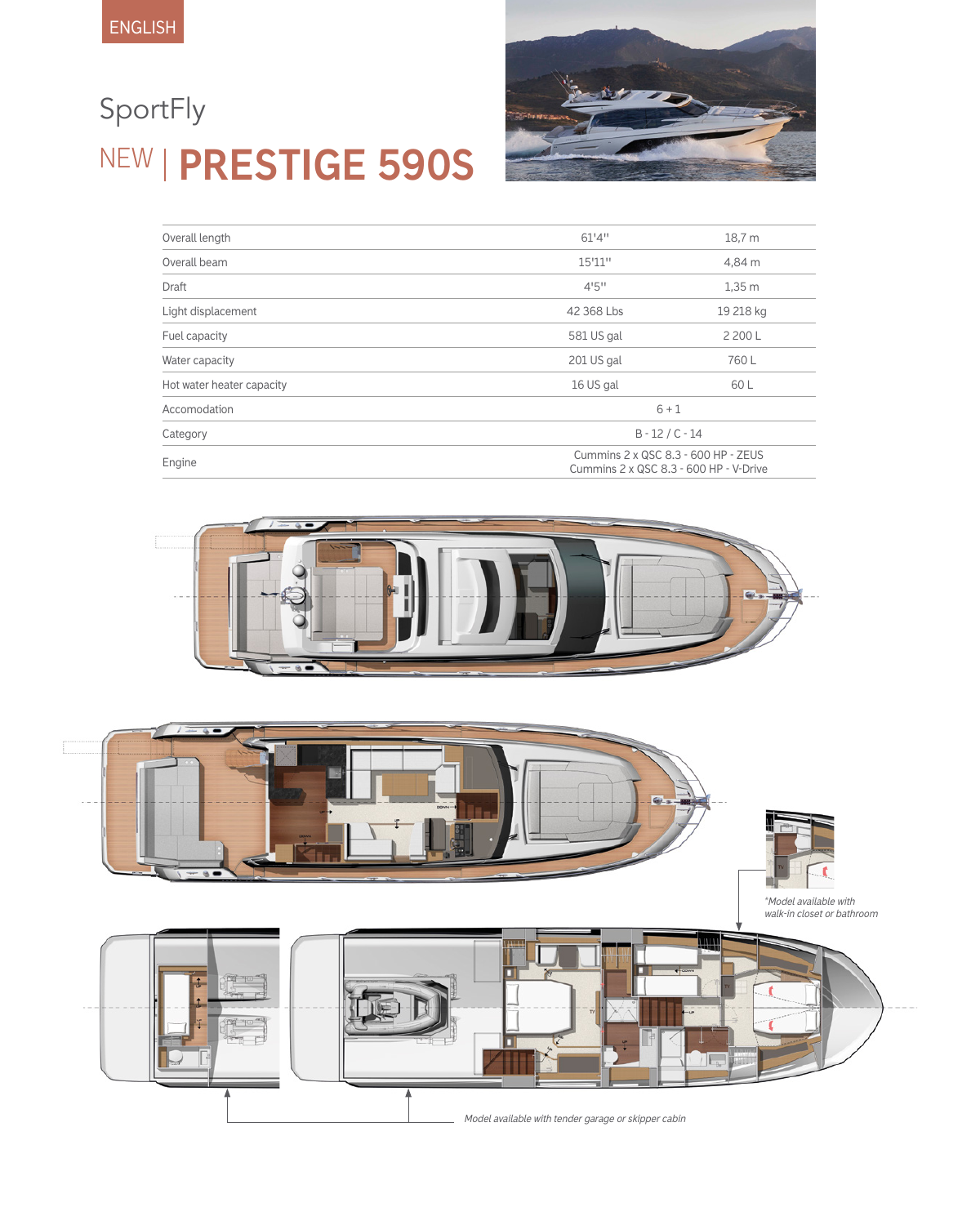ENGLISH

SportFly

# NEW | PRESTIGE 590S

| | | |
|---|---|---|
| Overall length | 61'4'' | 18,7 m |
| Overall beam | 15'11'' | 4,84 m |
| Draft | 4'5'' | 1,35 m |
| Light displacement | 42 368 Lbs | 19 218 kg |
| Fuel capacity | 581 US gal | 2 200 L |
| Water capacity | 201 US gal | 760 L |
| Hot water heater capacity | 16 US gal | 60 L |
| Accomodation | 6 + 1 | |
| Category | B - 12 / C - 14 | |
| Engine | Cummins 2 x QSC 8.3 - 600 HP - ZEUS<br>Cummins 2 x QSC 8.3 - 600 HP - V-Drive | |

*Model available with walk-in closet or bathroom

*Model available with tender garage or skipper cabin*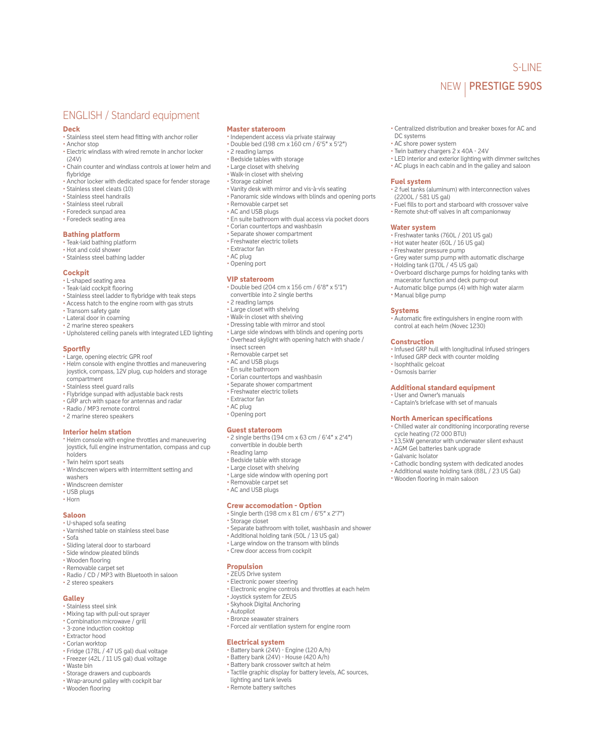S-LINE

NEW | PRESTIGE 590S

# ENGLISH / Standard equipment

## Deck
- Stainless steel stem head fitting with anchor roller
- Anchor stop
- Electric windlass with wired remote in anchor locker (24V)
- Chain counter and windlass controls at lower helm and flybridge
- Anchor locker with dedicated space for fender storage
- Stainless steel cleats (10)
- Stainless steel handrails
- Stainless steel rubrail
- Foredeck sunpad area
- Foredeck seating area

## Bathing platform
- Teak-laid bathing platform
- Hot and cold shower
- Stainless steel bathing ladder

## Cockpit
- L-shaped seating area
- Teak-laid cockpit flooring
- Stainless steel ladder to flybridge with teak steps
- Access hatch to the engine room with gas struts
- Transom safety gate
- Lateral door in coaming
- 2 marine stereo speakers
- Upholstered ceiling panels with integrated LED lighting

## Sportfly
- Large, opening electric GPR roof
- Helm console with engine throttles and maneuvering joystick, compass, 12V plug, cup holders and storage compartment
- Stainless steel guard rails
- Flybridge sunpad with adjustable back rests
- GRP arch with space for antennas and radar
- Radio / MP3 remote control
- 2 marine stereo speakers

## Interior helm station
- Helm console with engine throttles and maneuvering joystick, full engine instrumentation, compass and cup holders
- Twin helm sport seats
- Windscreen wipers with intermittent setting and washers
- Windscreen demister
- USB plugs
- Horn

## Saloon
- U-shaped sofa seating
- Varnished table on stainless steel base
- Sofa
- Sliding lateral door to starboard
- Side window pleated blinds
- Wooden flooring
- Removable carpet set
- Radio / CD / MP3 with Bluetooth in saloon
- 2 stereo speakers

## Galley
- Stainless steel sink
- Mixing tap with pull-out sprayer
- Combination microwave / grill
- 3-zone induction cooktop
- Extractor hood
- Corian worktop
- Fridge (178L / 47 US gal) dual voltage
- Freezer (42L / 11 US gal) dual voltage
- Waste bin
- Storage drawers and cupboards
- Wrap-around galley with cockpit bar
- Wooden flooring

## Master stateroom
- Independent access via private stairway
- Double bed (198 cm x 160 cm / 6'5" x 5'2")
- 2 reading lamps
- Bedside tables with storage
- Large closet with shelving
- Walk-in closet with shelving
- Storage cabinet
- Vanity desk with mirror and vis-à-vis seating
- Panoramic side windows with blinds and opening ports
- Removable carpet set
- AC and USB plugs
- En suite bathroom with dual access via pocket doors
- Corian countertops and washbasin
- Separate shower compartment
- Freshwater electric toilets
- Extractor fan
- AC plug
- Opening port

## VIP stateroom
- Double bed (204 cm x 156 cm / 6'8" x 5'1") convertible into 2 single berths
- 2 reading lamps
- Large closet with shelving
- Walk-in closet with shelving
- Dressing table with mirror and stool
- Large side windows with blinds and opening ports
- Overhead skylight with opening hatch with shade / insect screen
- Removable carpet set
- AC and USB plugs
- En suite bathroom
- Corian countertops and washbasin
- Separate shower compartment
- Freshwater electric toilets
- Extractor fan
- AC plug
- Opening port

## Guest stateroom
- 2 single berths (194 cm x 63 cm / 6'4" x 2'4") convertible in double berth
- Reading lamp
- Bedside table with storage
- Large closet with shelving
- Large side window with opening port
- Removable carpet set
- AC and USB plugs

## Crew accomodation - Option
- Single berth (198 cm x 81 cm / 6'5" x 2'7")
- Storage closet
- Separate bathroom with toilet, washbasin and shower
- Additional holding tank (50L / 13 US gal)
- Large window on the transom with blinds
- Crew door access from cockpit

## Propulsion
- ZEUS Drive system
- Electronic power steering
- Electronic engine controls and throttles at each helm
- Joystick system for ZEUS
- Skyhook Digital Anchoring
- Autopilot
- Bronze seawater strainers
- Forced air ventilation system for engine room

## Electrical system
- Battery bank (24V) - Engine (120 A/h)
- Battery bank (24V) - House (420 A/h)
- Battery bank crossover switch at helm
- Tactile graphic display for battery levels, AC sources, lighting and tank levels
- Remote battery switches
- Centralized distribution and breaker boxes for AC and DC systems
- AC shore power system
- Twin battery chargers 2 x 40A - 24V
- LED interior and exterior lighting with dimmer switches
- AC plugs in each cabin and in the galley and saloon

## Fuel system
- 2 fuel tanks (aluminum) with interconnection valves (2200L / 581 US gal)
- Fuel fills to port and starboard with crossover valve
- Remote shut-off valves in aft companionway

## Water system
- Freshwater tanks (760L / 201 US gal)
- Hot water heater (60L / 16 US gal)
- Freshwater pressure pump
- Grey water sump pump with automatic discharge
- Holding tank (170L / 45 US gal)
- Overboard discharge pumps for holding tanks with macerator function and deck pump-out
- Automatic bilge pumps (4) with high water alarm
- Manual bilge pump

## Systems
- Automatic fire extinguishers in engine room with control at each helm (Novec 1230)

## Construction
- Infused GRP hull with longitudinal infused stringers
- Infused GRP deck with counter molding
- Isophthalic gelcoat
- Osmosis barrier

## Additional standard equipment
- User and Owner's manuals
- Captain's briefcase with set of manuals

## North American specifications
- Chilled water air conditioning incorporating reverse cycle heating (72 000 BTU)
- 13,5kW generator with underwater silent exhaust
- AGM Gel batteries bank upgrade
- Galvanic Isolator
- Cathodic bonding system with dedicated anodes
- Additional waste holding tank (88L / 23 US Gal)
- Wooden flooring in main saloon